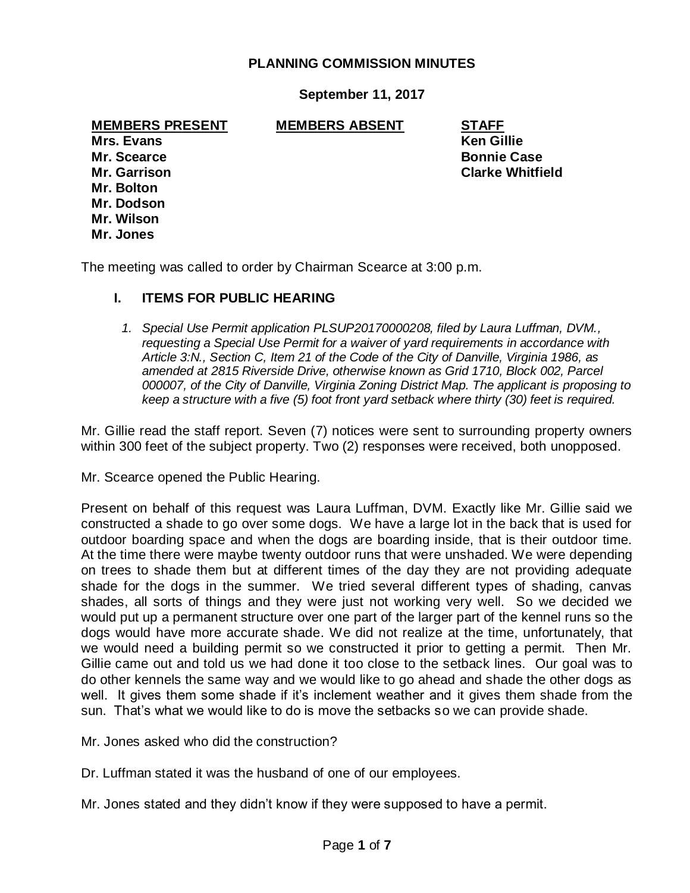# PLANNING COMMISSION MINUTES

**September 11, 2017**

| MEMBERS PRESENT | MEMBERS ABSENT | STAFF |
|---|---|---|
| Mrs. Evans | | Ken Gillie |
| Mr. Scearce | | Bonnie Case |
| Mr. Garrison | | Clarke Whitfield |
| Mr. Bolton | | |
| Mr. Dodson | | |
| Mr. Wilson | | |
| Mr. Jones | | |

The meeting was called to order by Chairman Scearce at 3:00 p.m.

## I. ITEMS FOR PUBLIC HEARING

1. *Special Use Permit application PLSUP20170000208, filed by Laura Luffman, DVM., requesting a Special Use Permit for a waiver of yard requirements in accordance with Article 3:N., Section C, Item 21 of the Code of the City of Danville, Virginia 1986, as amended at 2815 Riverside Drive, otherwise known as Grid 1710, Block 002, Parcel 000007, of the City of Danville, Virginia Zoning District Map. The applicant is proposing to keep a structure with a five (5) foot front yard setback where thirty (30) feet is required.*

Mr. Gillie read the staff report. Seven (7) notices were sent to surrounding property owners within 300 feet of the subject property. Two (2) responses were received, both unopposed.

Mr. Scearce opened the Public Hearing.

Present on behalf of this request was Laura Luffman, DVM. Exactly like Mr. Gillie said we constructed a shade to go over some dogs. We have a large lot in the back that is used for outdoor boarding space and when the dogs are boarding inside, that is their outdoor time. At the time there were maybe twenty outdoor runs that were unshaded. We were depending on trees to shade them but at different times of the day they are not providing adequate shade for the dogs in the summer. We tried several different types of shading, canvas shades, all sorts of things and they were just not working very well. So we decided we would put up a permanent structure over one part of the larger part of the kennel runs so the dogs would have more accurate shade. We did not realize at the time, unfortunately, that we would need a building permit so we constructed it prior to getting a permit. Then Mr. Gillie came out and told us we had done it too close to the setback lines. Our goal was to do other kennels the same way and we would like to go ahead and shade the other dogs as well. It gives them some shade if it's inclement weather and it gives them shade from the sun. That's what we would like to do is move the setbacks so we can provide shade.

Mr. Jones asked who did the construction?

Dr. Luffman stated it was the husband of one of our employees.

Mr. Jones stated and they didn't know if they were supposed to have a permit.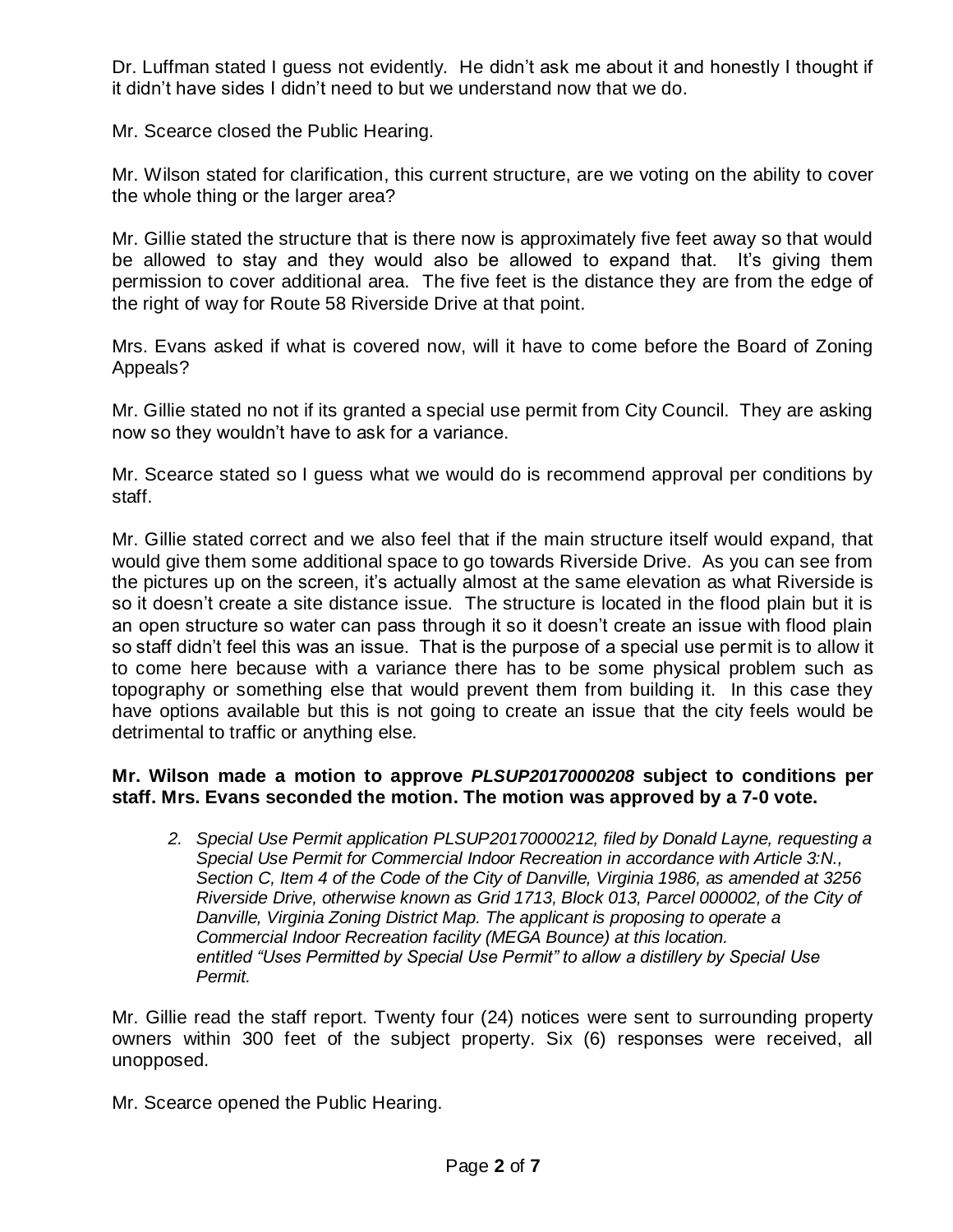Dr. Luffman stated I guess not evidently. He didn't ask me about it and honestly I thought if it didn't have sides I didn't need to but we understand now that we do.

Mr. Scearce closed the Public Hearing.

Mr. Wilson stated for clarification, this current structure, are we voting on the ability to cover the whole thing or the larger area?

Mr. Gillie stated the structure that is there now is approximately five feet away so that would be allowed to stay and they would also be allowed to expand that. It's giving them permission to cover additional area. The five feet is the distance they are from the edge of the right of way for Route 58 Riverside Drive at that point.

Mrs. Evans asked if what is covered now, will it have to come before the Board of Zoning Appeals?

Mr. Gillie stated no not if its granted a special use permit from City Council. They are asking now so they wouldn't have to ask for a variance.

Mr. Scearce stated so I guess what we would do is recommend approval per conditions by staff.

Mr. Gillie stated correct and we also feel that if the main structure itself would expand, that would give them some additional space to go towards Riverside Drive. As you can see from the pictures up on the screen, it's actually almost at the same elevation as what Riverside is so it doesn't create a site distance issue. The structure is located in the flood plain but it is an open structure so water can pass through it so it doesn't create an issue with flood plain so staff didn't feel this was an issue. That is the purpose of a special use permit is to allow it to come here because with a variance there has to be some physical problem such as topography or something else that would prevent them from building it. In this case they have options available but this is not going to create an issue that the city feels would be detrimental to traffic or anything else.

**Mr. Wilson made a motion to approve *PLSUP20170000208* subject to conditions per staff. Mrs. Evans seconded the motion. The motion was approved by a 7-0 vote.**

2. *Special Use Permit application PLSUP20170000212, filed by Donald Layne, requesting a Special Use Permit for Commercial Indoor Recreation in accordance with Article 3:N., Section C, Item 4 of the Code of the City of Danville, Virginia 1986, as amended at 3256 Riverside Drive, otherwise known as Grid 1713, Block 013, Parcel 000002, of the City of Danville, Virginia Zoning District Map. The applicant is proposing to operate a Commercial Indoor Recreation facility (MEGA Bounce) at this location. entitled "Uses Permitted by Special Use Permit" to allow a distillery by Special Use Permit.*

Mr. Gillie read the staff report. Twenty four (24) notices were sent to surrounding property owners within 300 feet of the subject property. Six (6) responses were received, all unopposed.

Mr. Scearce opened the Public Hearing.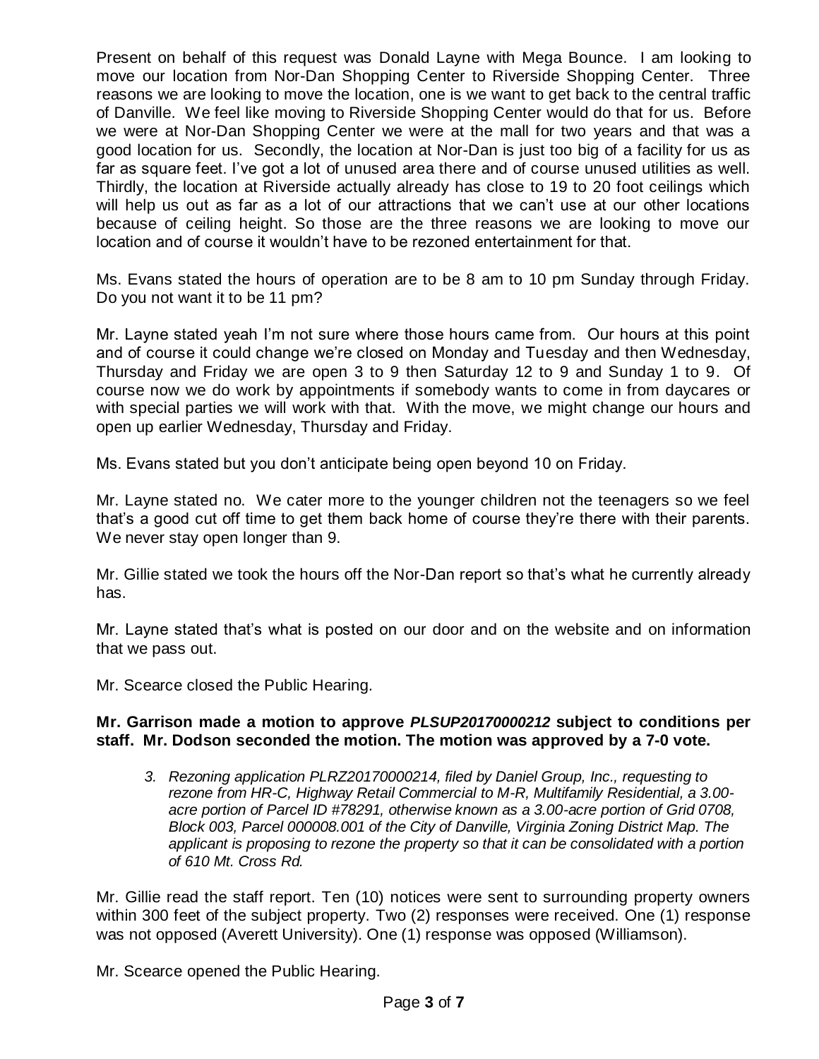Present on behalf of this request was Donald Layne with Mega Bounce. I am looking to move our location from Nor-Dan Shopping Center to Riverside Shopping Center. Three reasons we are looking to move the location, one is we want to get back to the central traffic of Danville. We feel like moving to Riverside Shopping Center would do that for us. Before we were at Nor-Dan Shopping Center we were at the mall for two years and that was a good location for us. Secondly, the location at Nor-Dan is just too big of a facility for us as far as square feet. I've got a lot of unused area there and of course unused utilities as well. Thirdly, the location at Riverside actually already has close to 19 to 20 foot ceilings which will help us out as far as a lot of our attractions that we can't use at our other locations because of ceiling height. So those are the three reasons we are looking to move our location and of course it wouldn't have to be rezoned entertainment for that.

Ms. Evans stated the hours of operation are to be 8 am to 10 pm Sunday through Friday. Do you not want it to be 11 pm?

Mr. Layne stated yeah I'm not sure where those hours came from. Our hours at this point and of course it could change we're closed on Monday and Tuesday and then Wednesday, Thursday and Friday we are open 3 to 9 then Saturday 12 to 9 and Sunday 1 to 9. Of course now we do work by appointments if somebody wants to come in from daycares or with special parties we will work with that. With the move, we might change our hours and open up earlier Wednesday, Thursday and Friday.

Ms. Evans stated but you don't anticipate being open beyond 10 on Friday.

Mr. Layne stated no. We cater more to the younger children not the teenagers so we feel that's a good cut off time to get them back home of course they're there with their parents. We never stay open longer than 9.

Mr. Gillie stated we took the hours off the Nor-Dan report so that's what he currently already has.

Mr. Layne stated that's what is posted on our door and on the website and on information that we pass out.

Mr. Scearce closed the Public Hearing.

**Mr. Garrison made a motion to approve *PLSUP20170000212* subject to conditions per staff. Mr. Dodson seconded the motion. The motion was approved by a 7-0 vote.**

3. *Rezoning application PLRZ20170000214, filed by Daniel Group, Inc., requesting to rezone from HR-C, Highway Retail Commercial to M-R, Multifamily Residential, a 3.00-acre portion of Parcel ID #78291, otherwise known as a 3.00-acre portion of Grid 0708, Block 003, Parcel 000008.001 of the City of Danville, Virginia Zoning District Map. The applicant is proposing to rezone the property so that it can be consolidated with a portion of 610 Mt. Cross Rd.*

Mr. Gillie read the staff report. Ten (10) notices were sent to surrounding property owners within 300 feet of the subject property. Two (2) responses were received. One (1) response was not opposed (Averett University). One (1) response was opposed (Williamson).

Mr. Scearce opened the Public Hearing.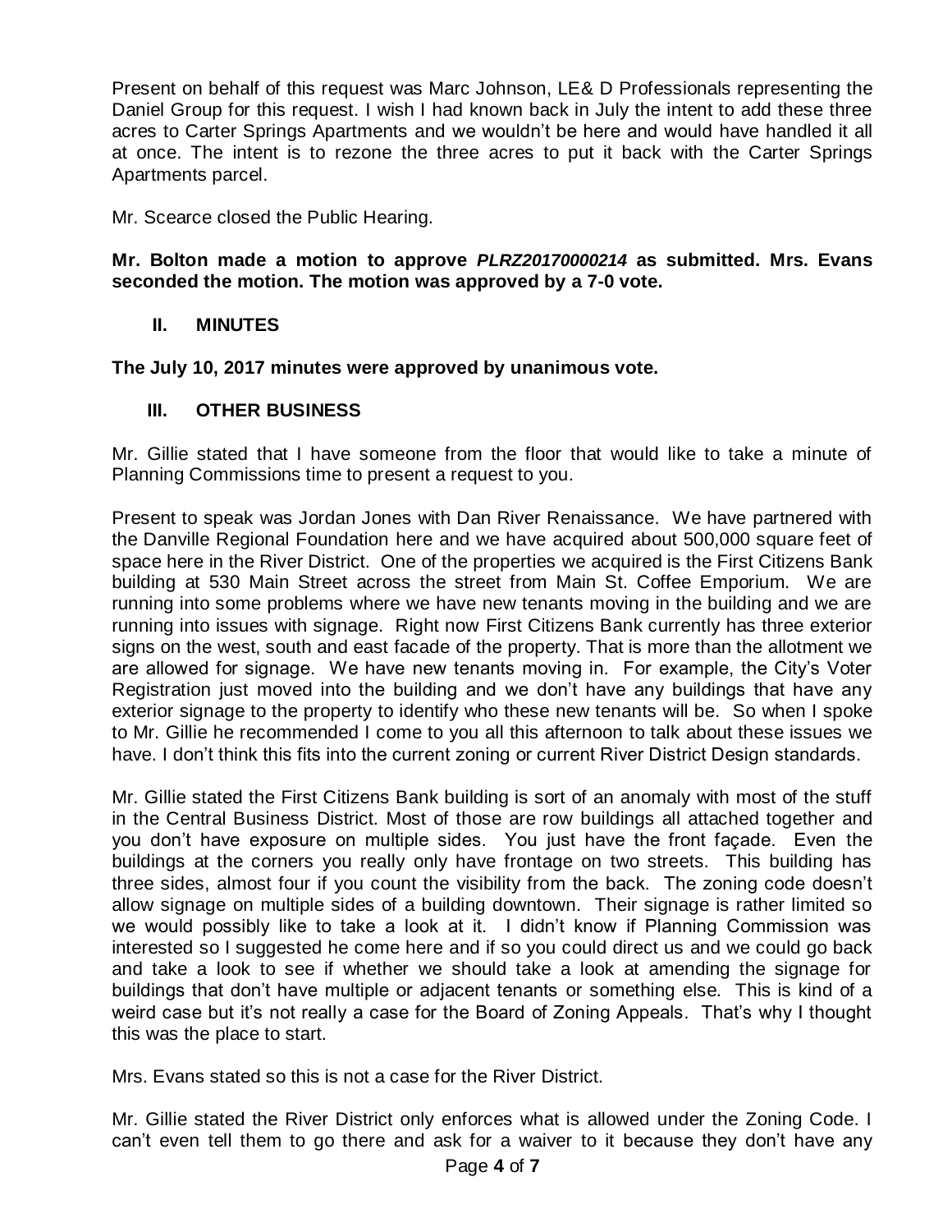Present on behalf of this request was Marc Johnson, LE& D Professionals representing the Daniel Group for this request. I wish I had known back in July the intent to add these three acres to Carter Springs Apartments and we wouldn't be here and would have handled it all at once. The intent is to rezone the three acres to put it back with the Carter Springs Apartments parcel.

Mr. Scearce closed the Public Hearing.

**Mr. Bolton made a motion to approve *PLRZ20170000214* as submitted. Mrs. Evans seconded the motion. The motion was approved by a 7-0 vote.**

## II. MINUTES

**The July 10, 2017 minutes were approved by unanimous vote.**

## III. OTHER BUSINESS

Mr. Gillie stated that I have someone from the floor that would like to take a minute of Planning Commissions time to present a request to you.

Present to speak was Jordan Jones with Dan River Renaissance. We have partnered with the Danville Regional Foundation here and we have acquired about 500,000 square feet of space here in the River District. One of the properties we acquired is the First Citizens Bank building at 530 Main Street across the street from Main St. Coffee Emporium. We are running into some problems where we have new tenants moving in the building and we are running into issues with signage. Right now First Citizens Bank currently has three exterior signs on the west, south and east facade of the property. That is more than the allotment we are allowed for signage. We have new tenants moving in. For example, the City's Voter Registration just moved into the building and we don't have any buildings that have any exterior signage to the property to identify who these new tenants will be. So when I spoke to Mr. Gillie he recommended I come to you all this afternoon to talk about these issues we have. I don't think this fits into the current zoning or current River District Design standards.

Mr. Gillie stated the First Citizens Bank building is sort of an anomaly with most of the stuff in the Central Business District. Most of those are row buildings all attached together and you don't have exposure on multiple sides. You just have the front façade. Even the buildings at the corners you really only have frontage on two streets. This building has three sides, almost four if you count the visibility from the back. The zoning code doesn't allow signage on multiple sides of a building downtown. Their signage is rather limited so we would possibly like to take a look at it. I didn't know if Planning Commission was interested so I suggested he come here and if so you could direct us and we could go back and take a look to see if whether we should take a look at amending the signage for buildings that don't have multiple or adjacent tenants or something else. This is kind of a weird case but it's not really a case for the Board of Zoning Appeals. That's why I thought this was the place to start.

Mrs. Evans stated so this is not a case for the River District.

Mr. Gillie stated the River District only enforces what is allowed under the Zoning Code. I can't even tell them to go there and ask for a waiver to it because they don't have any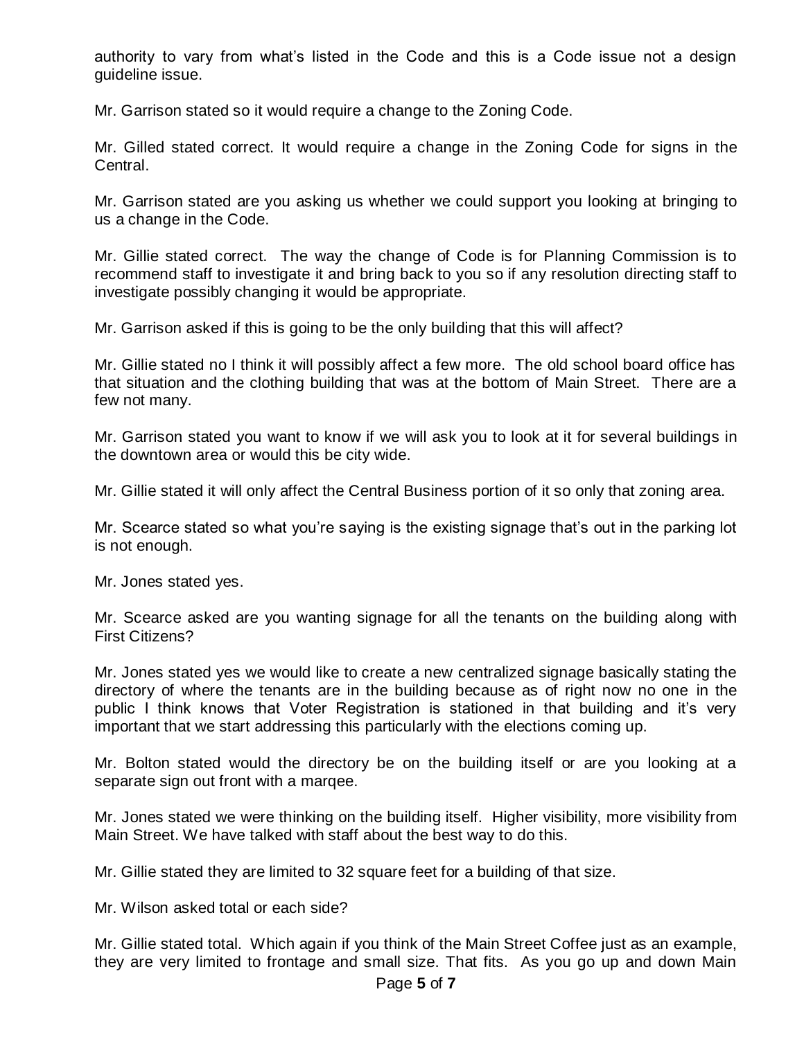authority to vary from what's listed in the Code and this is a Code issue not a design guideline issue.

Mr. Garrison stated so it would require a change to the Zoning Code.

Mr. Gilled stated correct. It would require a change in the Zoning Code for signs in the Central.

Mr. Garrison stated are you asking us whether we could support you looking at bringing to us a change in the Code.

Mr. Gillie stated correct. The way the change of Code is for Planning Commission is to recommend staff to investigate it and bring back to you so if any resolution directing staff to investigate possibly changing it would be appropriate.

Mr. Garrison asked if this is going to be the only building that this will affect?

Mr. Gillie stated no I think it will possibly affect a few more. The old school board office has that situation and the clothing building that was at the bottom of Main Street. There are a few not many.

Mr. Garrison stated you want to know if we will ask you to look at it for several buildings in the downtown area or would this be city wide.

Mr. Gillie stated it will only affect the Central Business portion of it so only that zoning area.

Mr. Scearce stated so what you're saying is the existing signage that's out in the parking lot is not enough.

Mr. Jones stated yes.

Mr. Scearce asked are you wanting signage for all the tenants on the building along with First Citizens?

Mr. Jones stated yes we would like to create a new centralized signage basically stating the directory of where the tenants are in the building because as of right now no one in the public I think knows that Voter Registration is stationed in that building and it's very important that we start addressing this particularly with the elections coming up.

Mr. Bolton stated would the directory be on the building itself or are you looking at a separate sign out front with a marqee.

Mr. Jones stated we were thinking on the building itself. Higher visibility, more visibility from Main Street. We have talked with staff about the best way to do this.

Mr. Gillie stated they are limited to 32 square feet for a building of that size.

Mr. Wilson asked total or each side?

Mr. Gillie stated total. Which again if you think of the Main Street Coffee just as an example, they are very limited to frontage and small size. That fits. As you go up and down Main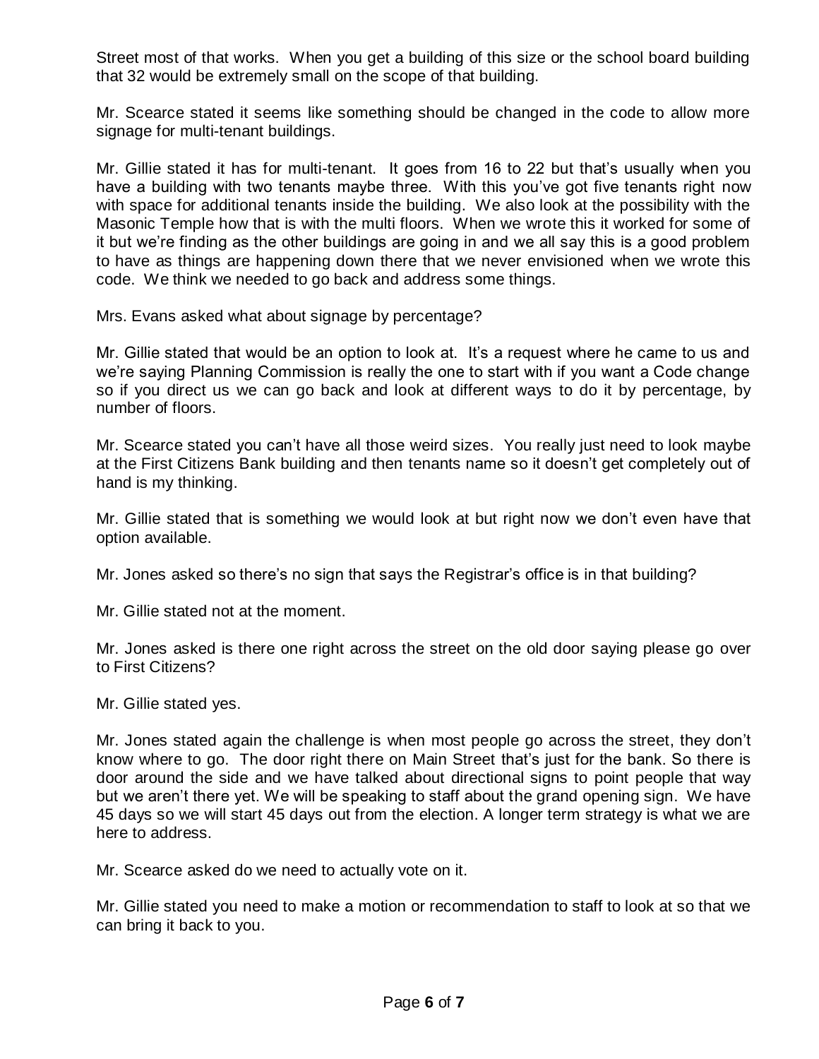Street most of that works. When you get a building of this size or the school board building that 32 would be extremely small on the scope of that building.

Mr. Scearce stated it seems like something should be changed in the code to allow more signage for multi-tenant buildings.

Mr. Gillie stated it has for multi-tenant. It goes from 16 to 22 but that's usually when you have a building with two tenants maybe three. With this you've got five tenants right now with space for additional tenants inside the building. We also look at the possibility with the Masonic Temple how that is with the multi floors. When we wrote this it worked for some of it but we're finding as the other buildings are going in and we all say this is a good problem to have as things are happening down there that we never envisioned when we wrote this code. We think we needed to go back and address some things.

Mrs. Evans asked what about signage by percentage?

Mr. Gillie stated that would be an option to look at. It's a request where he came to us and we're saying Planning Commission is really the one to start with if you want a Code change so if you direct us we can go back and look at different ways to do it by percentage, by number of floors.

Mr. Scearce stated you can't have all those weird sizes. You really just need to look maybe at the First Citizens Bank building and then tenants name so it doesn't get completely out of hand is my thinking.

Mr. Gillie stated that is something we would look at but right now we don't even have that option available.

Mr. Jones asked so there's no sign that says the Registrar's office is in that building?

Mr. Gillie stated not at the moment.

Mr. Jones asked is there one right across the street on the old door saying please go over to First Citizens?

Mr. Gillie stated yes.

Mr. Jones stated again the challenge is when most people go across the street, they don't know where to go. The door right there on Main Street that's just for the bank. So there is door around the side and we have talked about directional signs to point people that way but we aren't there yet. We will be speaking to staff about the grand opening sign. We have 45 days so we will start 45 days out from the election. A longer term strategy is what we are here to address.

Mr. Scearce asked do we need to actually vote on it.

Mr. Gillie stated you need to make a motion or recommendation to staff to look at so that we can bring it back to you.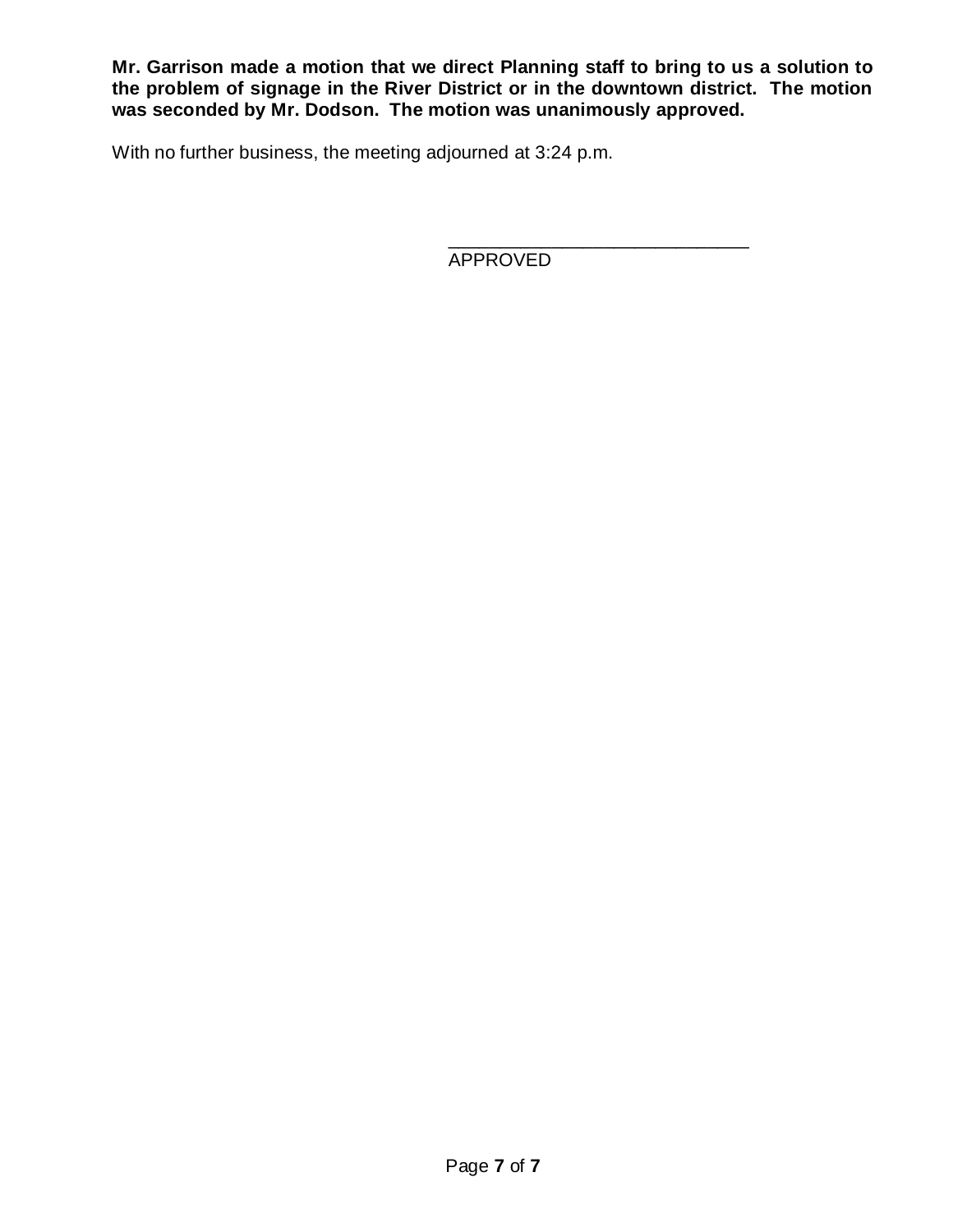**Mr. Garrison made a motion that we direct Planning staff to bring to us a solution to the problem of signage in the River District or in the downtown district. The motion was seconded by Mr. Dodson. The motion was unanimously approved.**

With no further business, the meeting adjourned at 3:24 p.m.

\_\_\_\_\_\_\_\_\_\_\_\_\_\_\_\_\_\_\_\_\_\_\_\_\_\_\_\_\_\_

APPROVED